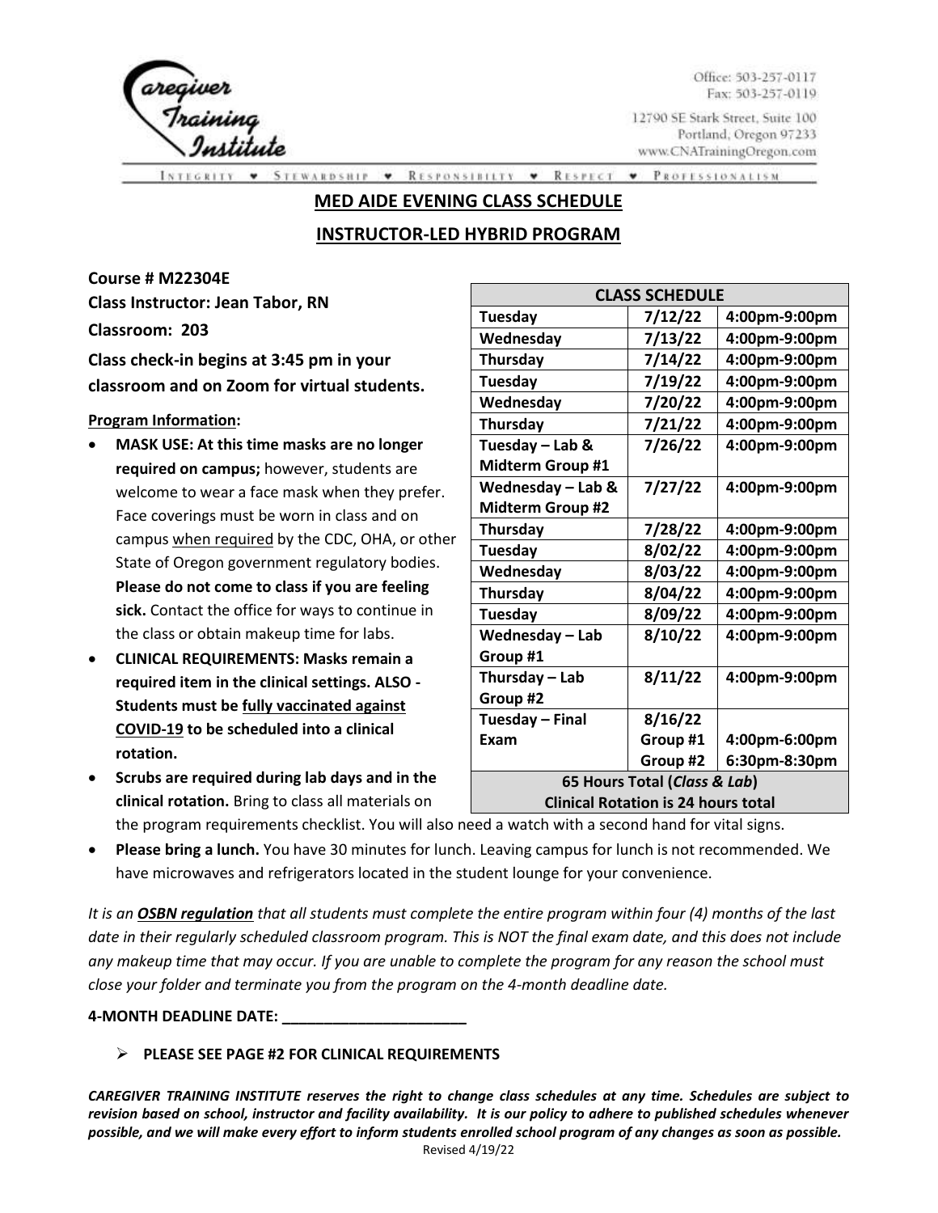Caregiver Training Institute

Office: 503-257-0117
Fax: 503-257-0119

12790 SE Stark Street, Suite 100
Portland, Oregon 97233
www.CNATrainingOregon.com

INTEGRITY • STEWARDSHIP • RESPONSIBILITY • RESPECT • PROFESSIONALISM

## MED AIDE EVENING CLASS SCHEDULE

## INSTRUCTOR-LED HYBRID PROGRAM

**Course # M22304E**

**Class Instructor: Jean Tabor, RN**

**Classroom: 203**

**Class check-in begins at 3:45 pm in your classroom and on Zoom for virtual students.**

| CLASS SCHEDULE | | |
|---|---|---|
| Tuesday | 7/12/22 | 4:00pm-9:00pm |
| Wednesday | 7/13/22 | 4:00pm-9:00pm |
| Thursday | 7/14/22 | 4:00pm-9:00pm |
| Tuesday | 7/19/22 | 4:00pm-9:00pm |
| Wednesday | 7/20/22 | 4:00pm-9:00pm |
| Thursday | 7/21/22 | 4:00pm-9:00pm |
| Tuesday – Lab & Midterm Group #1 | 7/26/22 | 4:00pm-9:00pm |
| Wednesday – Lab & Midterm Group #2 | 7/27/22 | 4:00pm-9:00pm |
| Thursday | 7/28/22 | 4:00pm-9:00pm |
| Tuesday | 8/02/22 | 4:00pm-9:00pm |
| Wednesday | 8/03/22 | 4:00pm-9:00pm |
| Thursday | 8/04/22 | 4:00pm-9:00pm |
| Tuesday | 8/09/22 | 4:00pm-9:00pm |
| Wednesday – Lab Group #1 | 8/10/22 | 4:00pm-9:00pm |
| Thursday – Lab Group #2 | 8/11/22 | 4:00pm-9:00pm |
| Tuesday – Final Exam | 8/16/22 Group #1 | 4:00pm-6:00pm |
| | Group #2 | 6:30pm-8:30pm |
| 65 Hours Total (*Class & Lab*) | | |
| Clinical Rotation is 24 hours total | | |

**Program Information:**

- **MASK USE: At this time masks are no longer required on campus;** however, students are welcome to wear a face mask when they prefer. Face coverings must be worn in class and on campus when required by the CDC, OHA, or other State of Oregon government regulatory bodies. **Please do not come to class if you are feeling sick.** Contact the office for ways to continue in the class or obtain makeup time for labs.
- **CLINICAL REQUIREMENTS: Masks remain a required item in the clinical settings. ALSO - Students must be fully vaccinated against COVID-19 to be scheduled into a clinical rotation.**
- **Scrubs are required during lab days and in the clinical rotation.** Bring to class all materials on the program requirements checklist. You will also need a watch with a second hand for vital signs.
- **Please bring a lunch.** You have 30 minutes for lunch. Leaving campus for lunch is not recommended. We have microwaves and refrigerators located in the student lounge for your convenience.

*It is an **OSBN regulation** that all students must complete the entire program within four (4) months of the last date in their regularly scheduled classroom program. This is NOT the final exam date, and this does not include any makeup time that may occur. If you are unable to complete the program for any reason the school must close your folder and terminate you from the program on the 4-month deadline date.*

**4-MONTH DEADLINE DATE: ______________________**

- **PLEASE SEE PAGE #2 FOR CLINICAL REQUIREMENTS**

***CAREGIVER TRAINING INSTITUTE reserves the right to change class schedules at any time. Schedules are subject to revision based on school, instructor and facility availability. It is our policy to adhere to published schedules whenever possible, and we will make every effort to inform students enrolled school program of any changes as soon as possible.***

Revised 4/19/22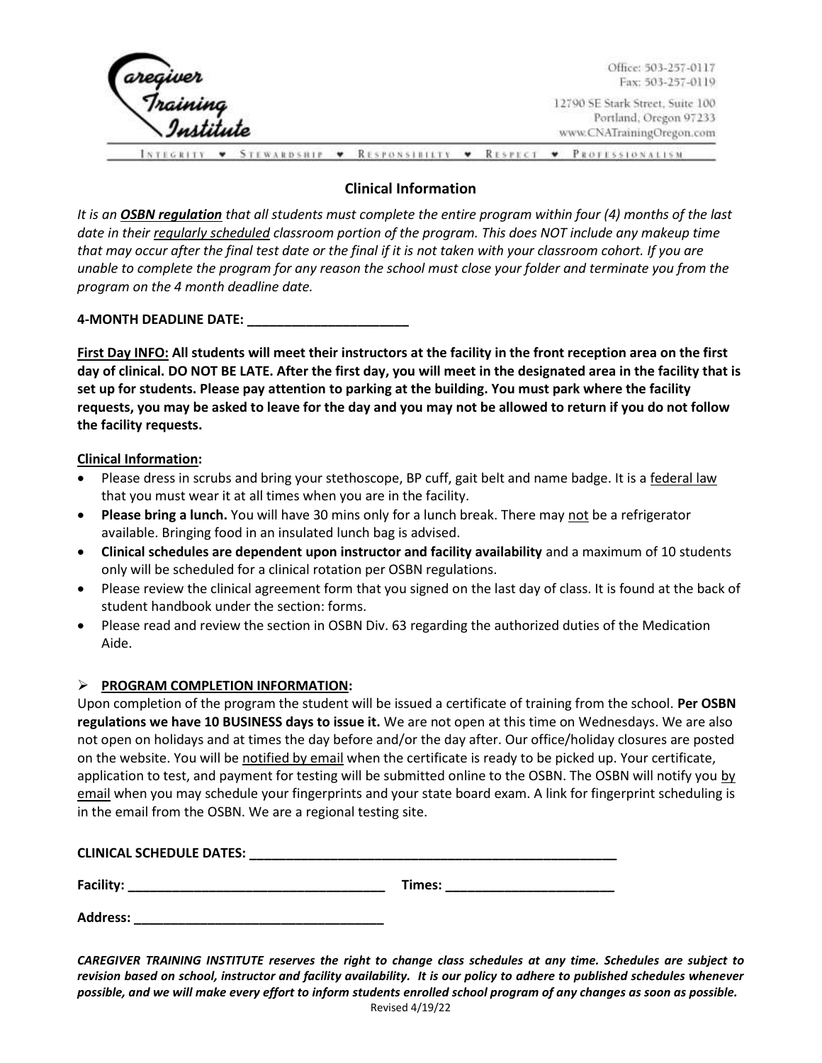Caregiver Training Institute

Office: 503-257-0117
Fax: 503-257-0119
12790 SE Stark Street, Suite 100
Portland, Oregon 97233
www.CNATrainingOregon.com

INTEGRITY ♥ STEWARDSHIP ♥ RESPONSIBILITY ♥ RESPECT ♥ PROFESSIONALISM

## Clinical Information

*It is an **OSBN regulation** that all students must complete the entire program within four (4) months of the last date in their regularly scheduled classroom portion of the program. This does NOT include any makeup time that may occur after the final test date or the final if it is not taken with your classroom cohort. If you are unable to complete the program for any reason the school must close your folder and terminate you from the program on the 4 month deadline date.*

**4-MONTH DEADLINE DATE: ______________________**

**First Day INFO: All students will meet their instructors at the facility in the front reception area on the first day of clinical. DO NOT BE LATE. After the first day, you will meet in the designated area in the facility that is set up for students. Please pay attention to parking at the building. You must park where the facility requests, you may be asked to leave for the day and you may not be allowed to return if you do not follow the facility requests.**

**Clinical Information:**

- Please dress in scrubs and bring your stethoscope, BP cuff, gait belt and name badge. It is a federal law that you must wear it at all times when you are in the facility.
- **Please bring a lunch.** You will have 30 mins only for a lunch break. There may not be a refrigerator available. Bringing food in an insulated lunch bag is advised.
- **Clinical schedules are dependent upon instructor and facility availability** and a maximum of 10 students only will be scheduled for a clinical rotation per OSBN regulations.
- Please review the clinical agreement form that you signed on the last day of class. It is found at the back of student handbook under the section: forms.
- Please read and review the section in OSBN Div. 63 regarding the authorized duties of the Medication Aide.

➢ **PROGRAM COMPLETION INFORMATION:**

Upon completion of the program the student will be issued a certificate of training from the school. **Per OSBN regulations we have 10 BUSINESS days to issue it.** We are not open at this time on Wednesdays. We are also not open on holidays and at times the day before and/or the day after. Our office/holiday closures are posted on the website. You will be notified by email when the certificate is ready to be picked up. Your certificate, application to test, and payment for testing will be submitted online to the OSBN. The OSBN will notify you by email when you may schedule your fingerprints and your state board exam. A link for fingerprint scheduling is in the email from the OSBN. We are a regional testing site.

**CLINICAL SCHEDULE DATES: ____________________________________________________**

**Facility: ___________________________________ Times: _______________________**

**Address: ___________________________________**

***CAREGIVER TRAINING INSTITUTE reserves the right to change class schedules at any time. Schedules are subject to revision based on school, instructor and facility availability. It is our policy to adhere to published schedules whenever possible, and we will make every effort to inform students enrolled school program of any changes as soon as possible.***

Revised 4/19/22